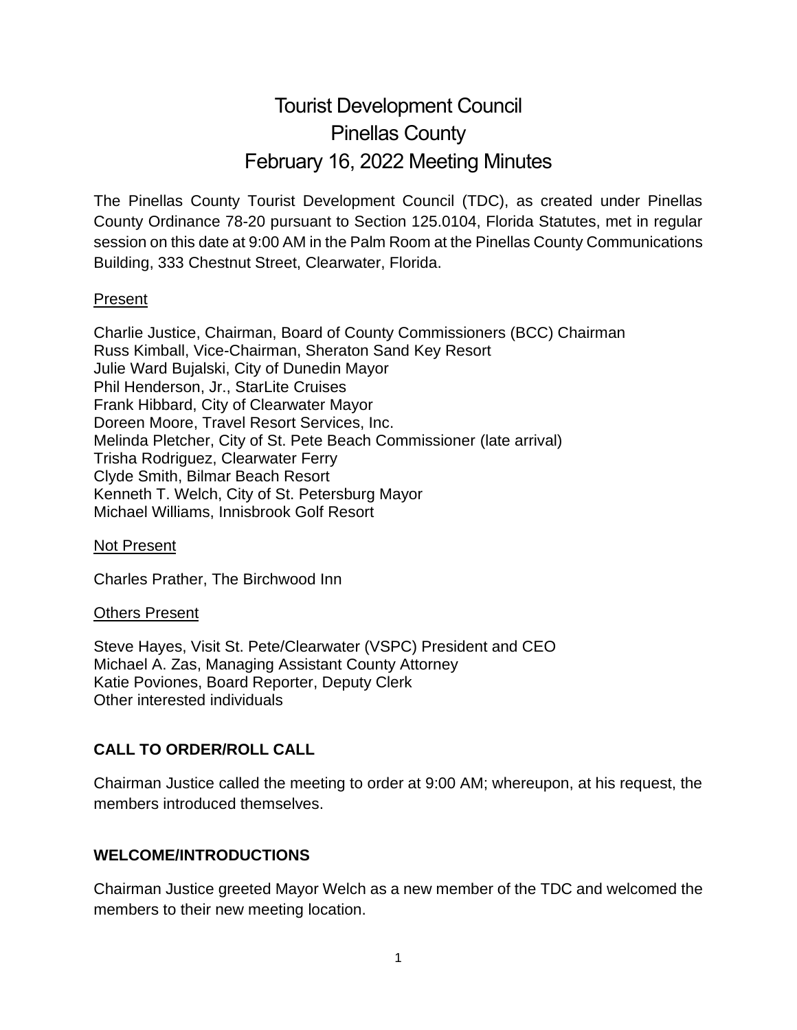# Tourist Development Council
# Pinellas County
# February 16, 2022 Meeting Minutes

The Pinellas County Tourist Development Council (TDC), as created under Pinellas County Ordinance 78-20 pursuant to Section 125.0104, Florida Statutes, met in regular session on this date at 9:00 AM in the Palm Room at the Pinellas County Communications Building, 333 Chestnut Street, Clearwater, Florida.

<u>Present</u>

Charlie Justice, Chairman, Board of County Commissioners (BCC) Chairman
Russ Kimball, Vice-Chairman, Sheraton Sand Key Resort
Julie Ward Bujalski, City of Dunedin Mayor
Phil Henderson, Jr., StarLite Cruises
Frank Hibbard, City of Clearwater Mayor
Doreen Moore, Travel Resort Services, Inc.
Melinda Pletcher, City of St. Pete Beach Commissioner (late arrival)
Trisha Rodriguez, Clearwater Ferry
Clyde Smith, Bilmar Beach Resort
Kenneth T. Welch, City of St. Petersburg Mayor
Michael Williams, Innisbrook Golf Resort

<u>Not Present</u>

Charles Prather, The Birchwood Inn

<u>Others Present</u>

Steve Hayes, Visit St. Pete/Clearwater (VSPC) President and CEO
Michael A. Zas, Managing Assistant County Attorney
Katie Poviones, Board Reporter, Deputy Clerk
Other interested individuals

## CALL TO ORDER/ROLL CALL

Chairman Justice called the meeting to order at 9:00 AM; whereupon, at his request, the members introduced themselves.

## WELCOME/INTRODUCTIONS

Chairman Justice greeted Mayor Welch as a new member of the TDC and welcomed the members to their new meeting location.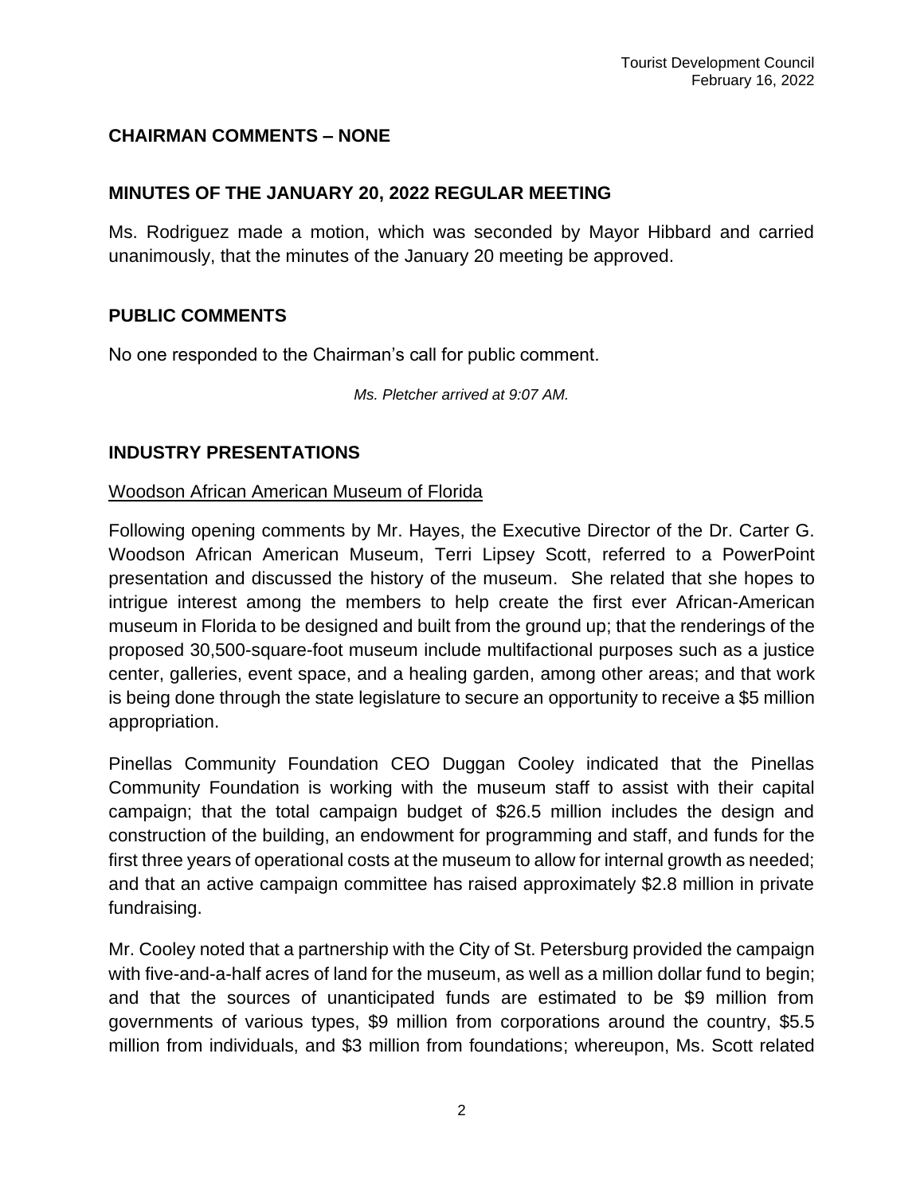## CHAIRMAN COMMENTS – NONE

## MINUTES OF THE JANUARY 20, 2022 REGULAR MEETING

Ms. Rodriguez made a motion, which was seconded by Mayor Hibbard and carried unanimously, that the minutes of the January 20 meeting be approved.

## PUBLIC COMMENTS

No one responded to the Chairman's call for public comment.

*Ms. Pletcher arrived at 9:07 AM.*

## INDUSTRY PRESENTATIONS

Woodson African American Museum of Florida

Following opening comments by Mr. Hayes, the Executive Director of the Dr. Carter G. Woodson African American Museum, Terri Lipsey Scott, referred to a PowerPoint presentation and discussed the history of the museum. She related that she hopes to intrigue interest among the members to help create the first ever African-American museum in Florida to be designed and built from the ground up; that the renderings of the proposed 30,500-square-foot museum include multifactional purposes such as a justice center, galleries, event space, and a healing garden, among other areas; and that work is being done through the state legislature to secure an opportunity to receive a $5 million appropriation.

Pinellas Community Foundation CEO Duggan Cooley indicated that the Pinellas Community Foundation is working with the museum staff to assist with their capital campaign; that the total campaign budget of $26.5 million includes the design and construction of the building, an endowment for programming and staff, and funds for the first three years of operational costs at the museum to allow for internal growth as needed; and that an active campaign committee has raised approximately $2.8 million in private fundraising.

Mr. Cooley noted that a partnership with the City of St. Petersburg provided the campaign with five-and-a-half acres of land for the museum, as well as a million dollar fund to begin; and that the sources of unanticipated funds are estimated to be $9 million from governments of various types, $9 million from corporations around the country, $5.5 million from individuals, and $3 million from foundations; whereupon, Ms. Scott related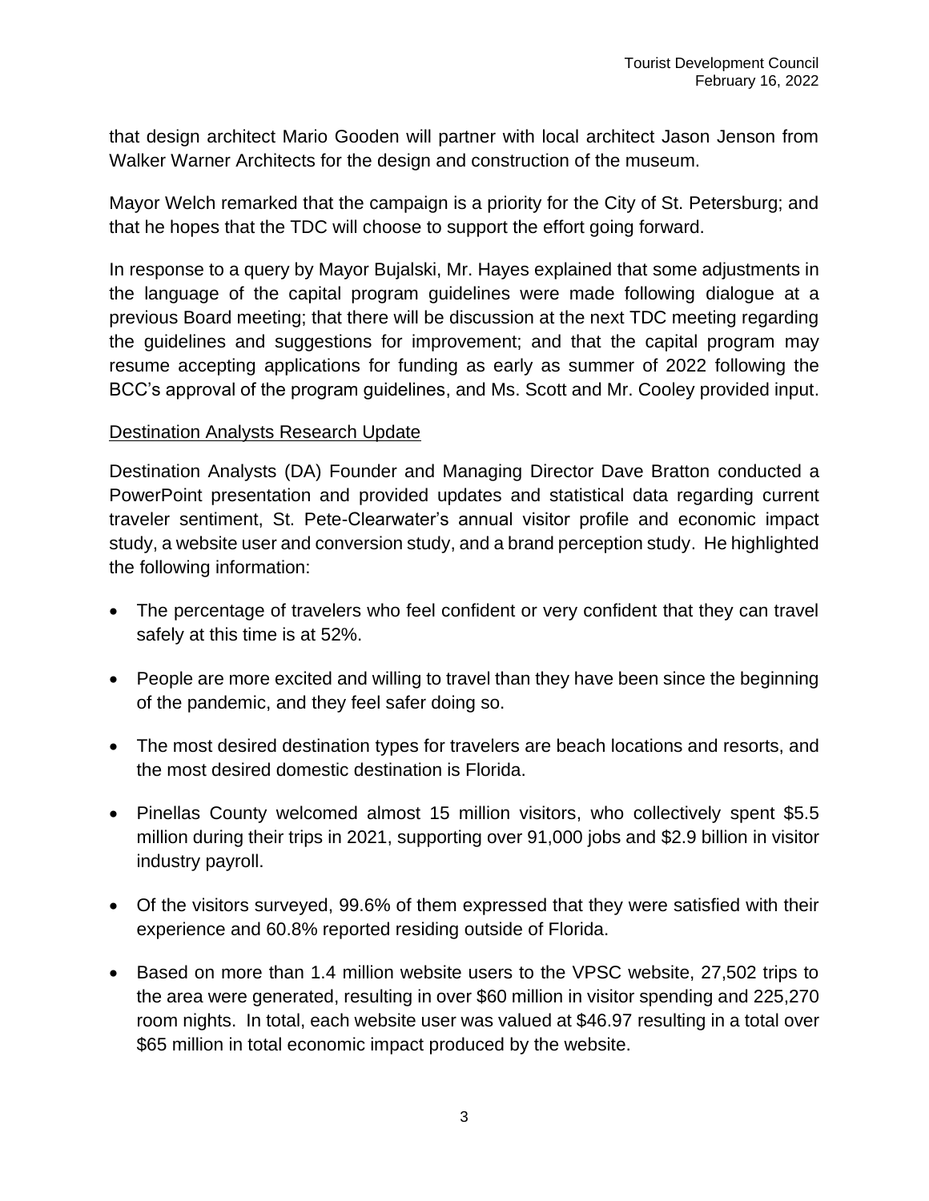that design architect Mario Gooden will partner with local architect Jason Jenson from Walker Warner Architects for the design and construction of the museum.

Mayor Welch remarked that the campaign is a priority for the City of St. Petersburg; and that he hopes that the TDC will choose to support the effort going forward.

In response to a query by Mayor Bujalski, Mr. Hayes explained that some adjustments in the language of the capital program guidelines were made following dialogue at a previous Board meeting; that there will be discussion at the next TDC meeting regarding the guidelines and suggestions for improvement; and that the capital program may resume accepting applications for funding as early as summer of 2022 following the BCC's approval of the program guidelines, and Ms. Scott and Mr. Cooley provided input.

<u>Destination Analysts Research Update</u>

Destination Analysts (DA) Founder and Managing Director Dave Bratton conducted a PowerPoint presentation and provided updates and statistical data regarding current traveler sentiment, St. Pete-Clearwater's annual visitor profile and economic impact study, a website user and conversion study, and a brand perception study. He highlighted the following information:

- The percentage of travelers who feel confident or very confident that they can travel safely at this time is at 52%.
- People are more excited and willing to travel than they have been since the beginning of the pandemic, and they feel safer doing so.
- The most desired destination types for travelers are beach locations and resorts, and the most desired domestic destination is Florida.
- Pinellas County welcomed almost 15 million visitors, who collectively spent $5.5 million during their trips in 2021, supporting over 91,000 jobs and $2.9 billion in visitor industry payroll.
- Of the visitors surveyed, 99.6% of them expressed that they were satisfied with their experience and 60.8% reported residing outside of Florida.
- Based on more than 1.4 million website users to the VPSC website, 27,502 trips to the area were generated, resulting in over $60 million in visitor spending and 225,270 room nights. In total, each website user was valued at $46.97 resulting in a total over $65 million in total economic impact produced by the website.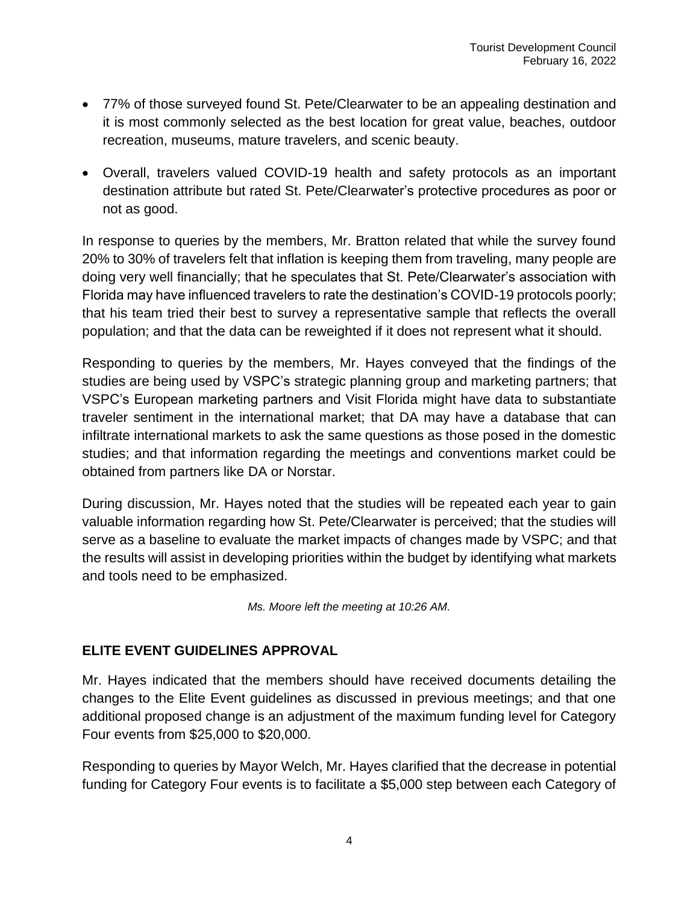- 77% of those surveyed found St. Pete/Clearwater to be an appealing destination and it is most commonly selected as the best location for great value, beaches, outdoor recreation, museums, mature travelers, and scenic beauty.
- Overall, travelers valued COVID-19 health and safety protocols as an important destination attribute but rated St. Pete/Clearwater's protective procedures as poor or not as good.

In response to queries by the members, Mr. Bratton related that while the survey found 20% to 30% of travelers felt that inflation is keeping them from traveling, many people are doing very well financially; that he speculates that St. Pete/Clearwater's association with Florida may have influenced travelers to rate the destination's COVID-19 protocols poorly; that his team tried their best to survey a representative sample that reflects the overall population; and that the data can be reweighted if it does not represent what it should.

Responding to queries by the members, Mr. Hayes conveyed that the findings of the studies are being used by VSPC's strategic planning group and marketing partners; that VSPC's European marketing partners and Visit Florida might have data to substantiate traveler sentiment in the international market; that DA may have a database that can infiltrate international markets to ask the same questions as those posed in the domestic studies; and that information regarding the meetings and conventions market could be obtained from partners like DA or Norstar.

During discussion, Mr. Hayes noted that the studies will be repeated each year to gain valuable information regarding how St. Pete/Clearwater is perceived; that the studies will serve as a baseline to evaluate the market impacts of changes made by VSPC; and that the results will assist in developing priorities within the budget by identifying what markets and tools need to be emphasized.

*Ms. Moore left the meeting at 10:26 AM.*

## ELITE EVENT GUIDELINES APPROVAL

Mr. Hayes indicated that the members should have received documents detailing the changes to the Elite Event guidelines as discussed in previous meetings; and that one additional proposed change is an adjustment of the maximum funding level for Category Four events from $25,000 to $20,000.

Responding to queries by Mayor Welch, Mr. Hayes clarified that the decrease in potential funding for Category Four events is to facilitate a $5,000 step between each Category of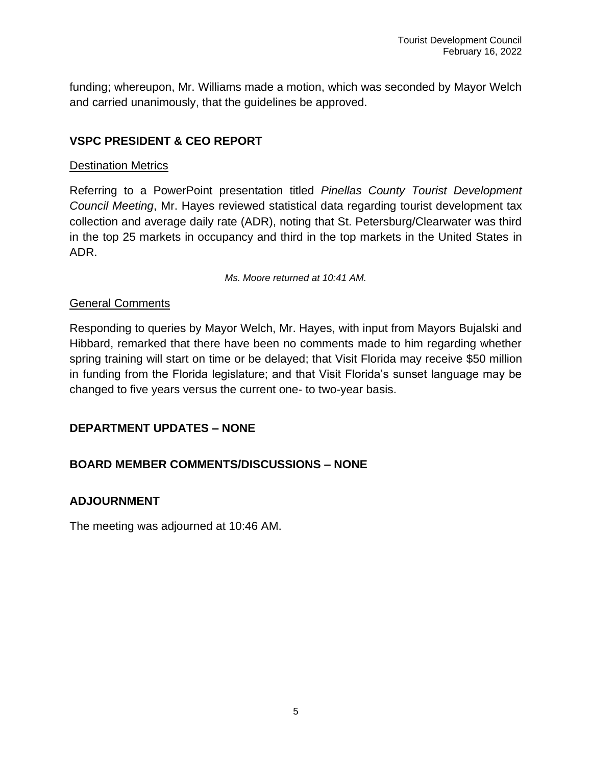funding; whereupon, Mr. Williams made a motion, which was seconded by Mayor Welch and carried unanimously, that the guidelines be approved.

## VSPC PRESIDENT & CEO REPORT

### Destination Metrics

Referring to a PowerPoint presentation titled *Pinellas County Tourist Development Council Meeting*, Mr. Hayes reviewed statistical data regarding tourist development tax collection and average daily rate (ADR), noting that St. Petersburg/Clearwater was third in the top 25 markets in occupancy and third in the top markets in the United States in ADR.

*Ms. Moore returned at 10:41 AM.*

### General Comments

Responding to queries by Mayor Welch, Mr. Hayes, with input from Mayors Bujalski and Hibbard, remarked that there have been no comments made to him regarding whether spring training will start on time or be delayed; that Visit Florida may receive $50 million in funding from the Florida legislature; and that Visit Florida's sunset language may be changed to five years versus the current one- to two-year basis.

## DEPARTMENT UPDATES – NONE

## BOARD MEMBER COMMENTS/DISCUSSIONS – NONE

## ADJOURNMENT

The meeting was adjourned at 10:46 AM.